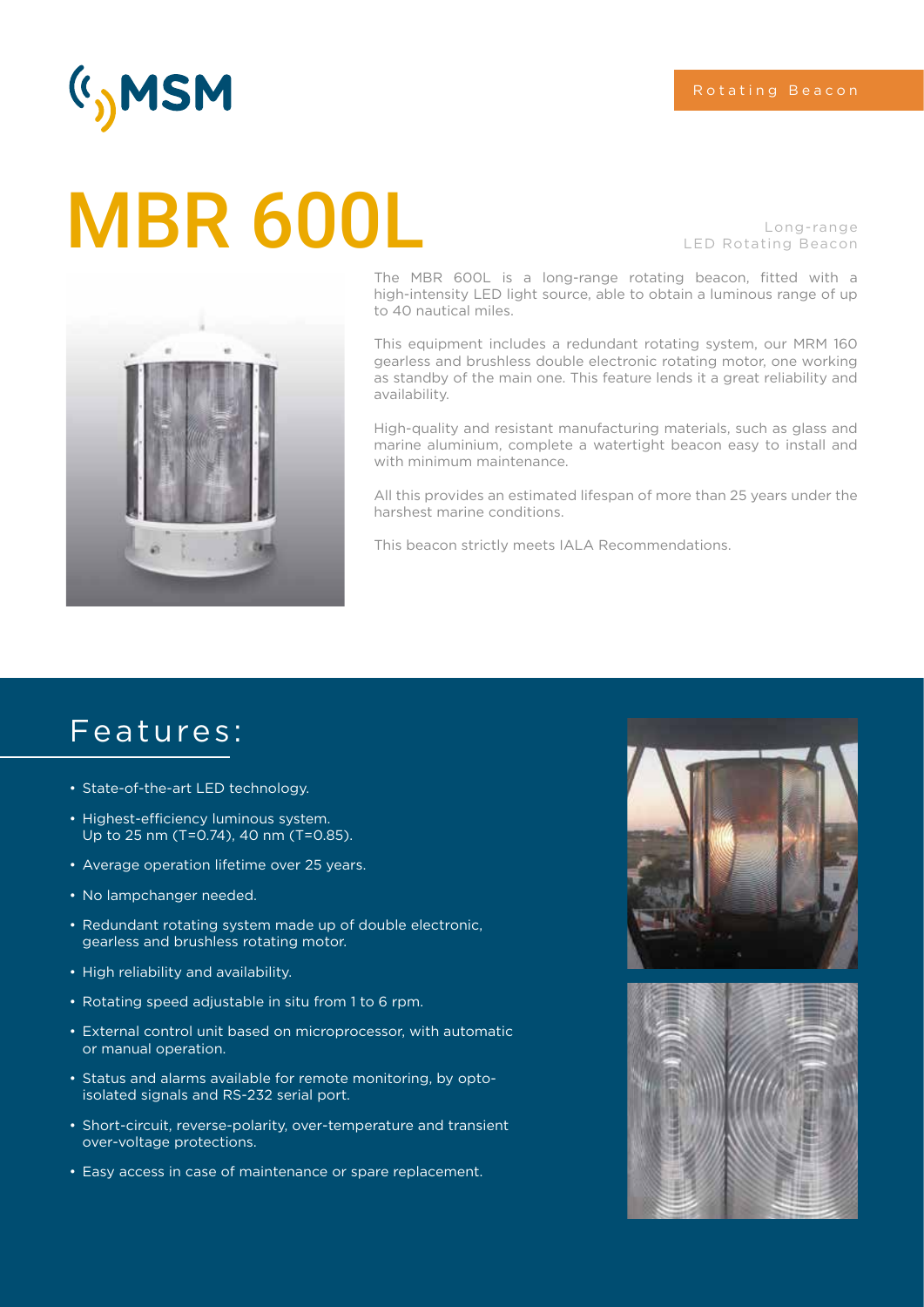Rotating Beacon

# MBR 600L

Long-range
LED Rotating Beacon

The MBR 600L is a long-range rotating beacon, fitted with a high-intensity LED light source, able to obtain a luminous range of up to 40 nautical miles.

This equipment includes a redundant rotating system, our MRM 160 gearless and brushless double electronic rotating motor, one working as standby of the main one. This feature lends it a great reliability and availability.

High-quality and resistant manufacturing materials, such as glass and marine aluminium, complete a watertight beacon easy to install and with minimum maintenance.

All this provides an estimated lifespan of more than 25 years under the harshest marine conditions.

This beacon strictly meets IALA Recommendations.

## Features:

- State-of-the-art LED technology.
- Highest-efficiency luminous system.
  Up to 25 nm (T=0.74), 40 nm (T=0.85).
- Average operation lifetime over 25 years.
- No lampchanger needed.
- Redundant rotating system made up of double electronic, gearless and brushless rotating motor.
- High reliability and availability.
- Rotating speed adjustable in situ from 1 to 6 rpm.
- External control unit based on microprocessor, with automatic or manual operation.
- Status and alarms available for remote monitoring, by opto-isolated signals and RS-232 serial port.
- Short-circuit, reverse-polarity, over-temperature and transient over-voltage protections.
- Easy access in case of maintenance or spare replacement.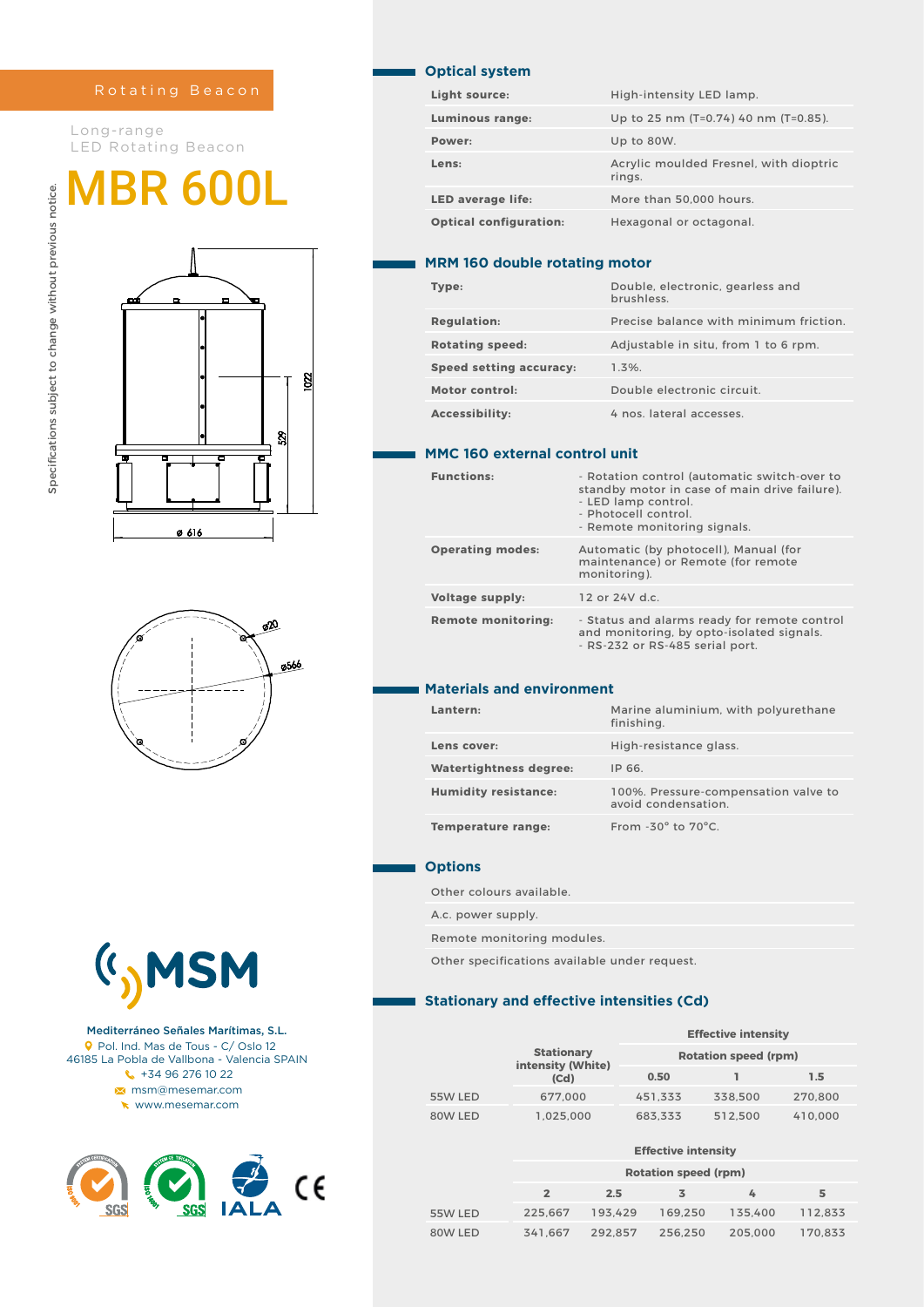Rotating Beacon

Long-range
LED Rotating Beacon

# MBR 600L

Specifications subject to change without previous notice.

1022
529
ø 616
ø20
ø566

MSM

Mediterráneo Señales Marítimas, S.L.
Pol. Ind. Mas de Tous - C/ Oslo 12
46185 La Pobla de Vallbona - Valencia SPAIN
+34 96 276 10 22
msm@mesemar.com
www.mesemar.com

## Optical system

| | |
|---|---|
| **Light source:** | High-intensity LED lamp. |
| **Luminous range:** | Up to 25 nm (T=0.74) 40 nm (T=0.85). |
| **Power:** | Up to 80W. |
| **Lens:** | Acrylic moulded Fresnel, with dioptric rings. |
| **LED average life:** | More than 50,000 hours. |
| **Optical configuration:** | Hexagonal or octagonal. |

## MRM 160 double rotating motor

| | |
|---|---|
| **Type:** | Double, electronic, gearless and brushless. |
| **Regulation:** | Precise balance with minimum friction. |
| **Rotating speed:** | Adjustable in situ, from 1 to 6 rpm. |
| **Speed setting accuracy:** | 1.3%. |
| **Motor control:** | Double electronic circuit. |
| **Accessibility:** | 4 nos. lateral accesses. |

## MMC 160 external control unit

| | |
|---|---|
| **Functions:** | - Rotation control (automatic switch-over to standby motor in case of main drive failure).<br>- LED lamp control.<br>- Photocell control.<br>- Remote monitoring signals. |
| **Operating modes:** | Automatic (by photocell), Manual (for maintenance) or Remote (for remote monitoring). |
| **Voltage supply:** | 12 or 24V d.c. |
| **Remote monitoring:** | - Status and alarms ready for remote control and monitoring, by opto-isolated signals.<br>- RS-232 or RS-485 serial port. |

## Materials and environment

| | |
|---|---|
| **Lantern:** | Marine aluminium, with polyurethane finishing. |
| **Lens cover:** | High-resistance glass. |
| **Watertightness degree:** | IP 66. |
| **Humidity resistance:** | 100%. Pressure-compensation valve to avoid condensation. |
| **Temperature range:** | From -30° to 70°C. |

## Options

- Other colours available.
- A.c. power supply.
- Remote monitoring modules.
- Other specifications available under request.

## Stationary and effective intensities (Cd)

| | Stationary intensity (White) (Cd) | Effective intensity | | |
|---|---|---|---|---|
| | | Rotation speed (rpm) | | |
| | | 0.50 | 1 | 1.5 |
| 55W LED | 677,000 | 451,333 | 338,500 | 270,800 |
| 80W LED | 1,025,000 | 683,333 | 512,500 | 410,000 |

| | Effective intensity | | | | |
|---|---|---|---|---|---|
| | Rotation speed (rpm) | | | | |
| | 2 | 2.5 | 3 | 4 | 5 |
| 55W LED | 225,667 | 193,429 | 169,250 | 135,400 | 112,833 |
| 80W LED | 341,667 | 292,857 | 256,250 | 205,000 | 170,833 |